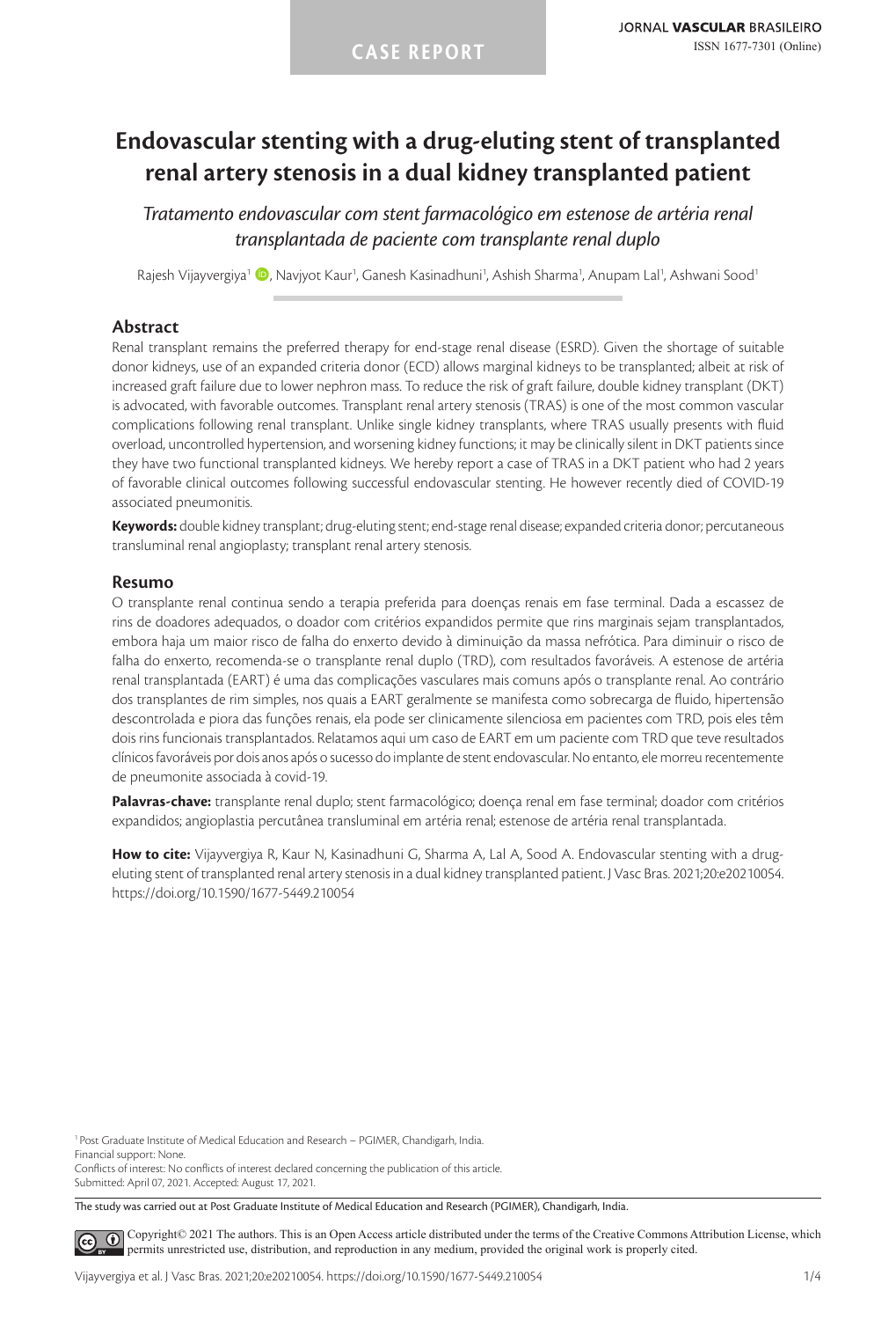CASE REPORT

# Endovascular stenting with a drug-eluting stent of transplanted renal artery stenosis in a dual kidney transplanted patient

*Tratamento endovascular com stent farmacológico em estenose de artéria renal transplantada de paciente com transplante renal duplo*

Rajesh Vijayvergiya[1], Navjyot Kaur[1], Ganesh Kasinadhuni[1], Ashish Sharma[1], Anupam Lal[1], Ashwani Sood[1]

## Abstract

Renal transplant remains the preferred therapy for end-stage renal disease (ESRD). Given the shortage of suitable donor kidneys, use of an expanded criteria donor (ECD) allows marginal kidneys to be transplanted; albeit at risk of increased graft failure due to lower nephron mass. To reduce the risk of graft failure, double kidney transplant (DKT) is advocated, with favorable outcomes. Transplant renal artery stenosis (TRAS) is one of the most common vascular complications following renal transplant. Unlike single kidney transplants, where TRAS usually presents with fluid overload, uncontrolled hypertension, and worsening kidney functions; it may be clinically silent in DKT patients since they have two functional transplanted kidneys. We hereby report a case of TRAS in a DKT patient who had 2 years of favorable clinical outcomes following successful endovascular stenting. He however recently died of COVID-19 associated pneumonitis.

**Keywords:** double kidney transplant; drug-eluting stent; end-stage renal disease; expanded criteria donor; percutaneous transluminal renal angioplasty; transplant renal artery stenosis.

## Resumo

O transplante renal continua sendo a terapia preferida para doenças renais em fase terminal. Dada a escassez de rins de doadores adequados, o doador com critérios expandidos permite que rins marginais sejam transplantados, embora haja um maior risco de falha do enxerto devido à diminuição da massa nefrótica. Para diminuir o risco de falha do enxerto, recomenda-se o transplante renal duplo (TRD), com resultados favoráveis. A estenose de artéria renal transplantada (EART) é uma das complicações vasculares mais comuns após o transplante renal. Ao contrário dos transplantes de rim simples, nos quais a EART geralmente se manifesta como sobrecarga de fluido, hipertensão descontrolada e piora das funções renais, ela pode ser clinicamente silenciosa em pacientes com TRD, pois eles têm dois rins funcionais transplantados. Relatamos aqui um caso de EART em um paciente com TRD que teve resultados clínicos favoráveis por dois anos após o sucesso do implante de stent endovascular. No entanto, ele morreu recentemente de pneumonite associada à covid-19.

**Palavras-chave:** transplante renal duplo; stent farmacológico; doença renal em fase terminal; doador com critérios expandidos; angioplastia percutânea transluminal em artéria renal; estenose de artéria renal transplantada.

**How to cite:** Vijayvergiya R, Kaur N, Kasinadhuni G, Sharma A, Lal A, Sood A. Endovascular stenting with a drug-eluting stent of transplanted renal artery stenosis in a dual kidney transplanted patient. J Vasc Bras. 2021;20:e20210054. https://doi.org/10.1590/1677-5449.210054

[1] Post Graduate Institute of Medical Education and Research – PGIMER, Chandigarh, India.
Financial support: None.
Conflicts of interest: No conflicts of interest declared concerning the publication of this article.
Submitted: April 07, 2021. Accepted: August 17, 2021.

The study was carried out at Post Graduate Institute of Medical Education and Research (PGIMER), Chandigarh, India.

Copyright© 2021 The authors. This is an Open Access article distributed under the terms of the Creative Commons Attribution License, which permits unrestricted use, distribution, and reproduction in any medium, provided the original work is properly cited.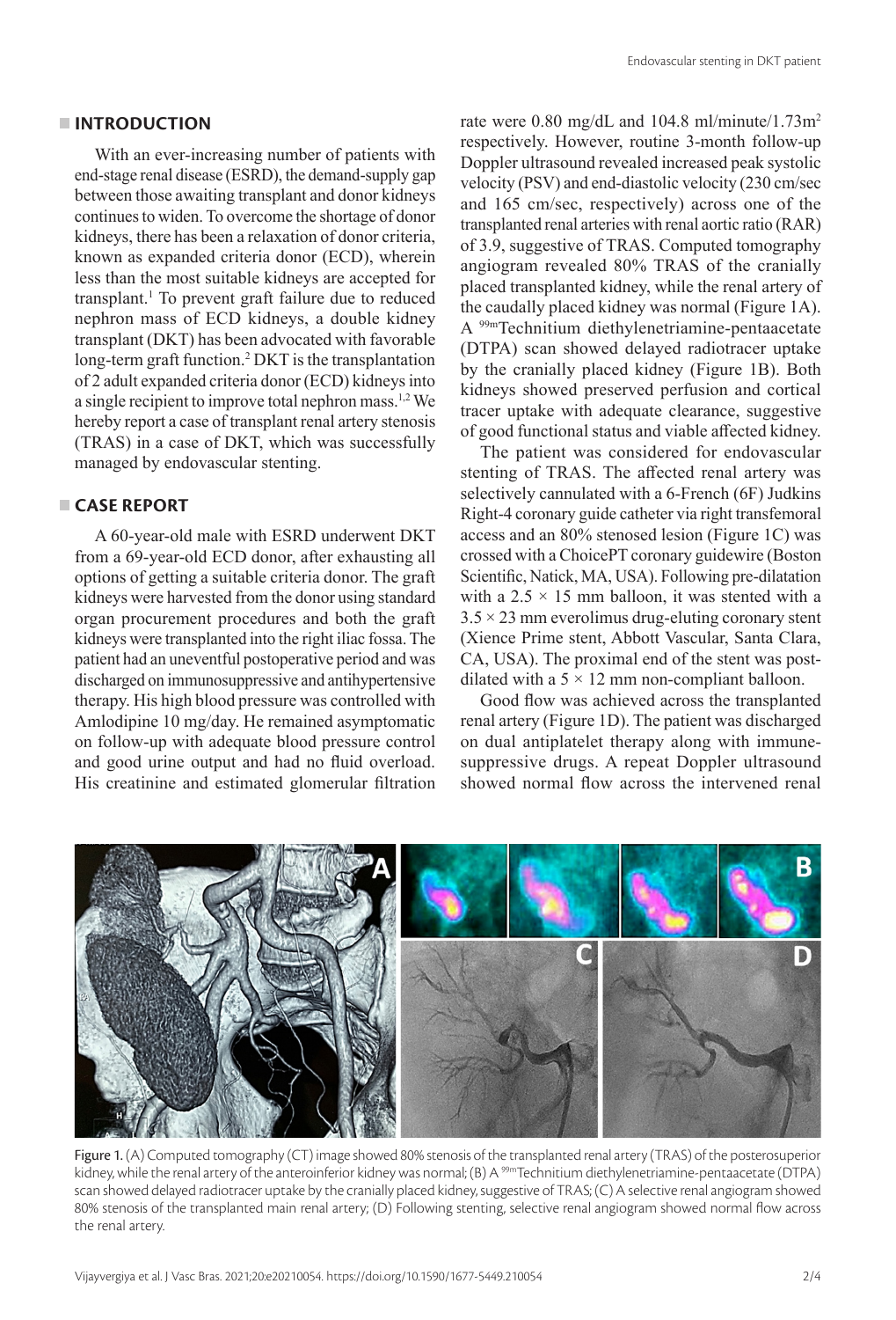## INTRODUCTION

With an ever-increasing number of patients with end-stage renal disease (ESRD), the demand-supply gap between those awaiting transplant and donor kidneys continues to widen. To overcome the shortage of donor kidneys, there has been a relaxation of donor criteria, known as expanded criteria donor (ECD), wherein less than the most suitable kidneys are accepted for transplant.[1] To prevent graft failure due to reduced nephron mass of ECD kidneys, a double kidney transplant (DKT) has been advocated with favorable long-term graft function.[2] DKT is the transplantation of 2 adult expanded criteria donor (ECD) kidneys into a single recipient to improve total nephron mass.[1,2] We hereby report a case of transplant renal artery stenosis (TRAS) in a case of DKT, which was successfully managed by endovascular stenting.

## CASE REPORT

A 60-year-old male with ESRD underwent DKT from a 69-year-old ECD donor, after exhausting all options of getting a suitable criteria donor. The graft kidneys were harvested from the donor using standard organ procurement procedures and both the graft kidneys were transplanted into the right iliac fossa. The patient had an uneventful postoperative period and was discharged on immunosuppressive and antihypertensive therapy. His high blood pressure was controlled with Amlodipine 10 mg/day. He remained asymptomatic on follow-up with adequate blood pressure control and good urine output and had no fluid overload. His creatinine and estimated glomerular filtration rate were 0.80 mg/dL and 104.8 ml/minute/1.73m$^2$ respectively. However, routine 3-month follow-up Doppler ultrasound revealed increased peak systolic velocity (PSV) and end-diastolic velocity (230 cm/sec and 165 cm/sec, respectively) across one of the transplanted renal arteries with renal aortic ratio (RAR) of 3.9, suggestive of TRAS. Computed tomography angiogram revealed 80% TRAS of the cranially placed transplanted kidney, while the renal artery of the caudally placed kidney was normal (Figure 1A). A $^{99m}$Technitium diethylenetriamine-pentaacetate (DTPA) scan showed delayed radiotracer uptake by the cranially placed kidney (Figure 1B). Both kidneys showed preserved perfusion and cortical tracer uptake with adequate clearance, suggestive of good functional status and viable affected kidney.

The patient was considered for endovascular stenting of TRAS. The affected renal artery was selectively cannulated with a 6-French (6F) Judkins Right-4 coronary guide catheter via right transfemoral access and an 80% stenosed lesion (Figure 1C) was crossed with a ChoicePT coronary guidewire (Boston Scientific, Natick, MA, USA). Following pre-dilatation with a 2.5 × 15 mm balloon, it was stented with a 3.5 × 23 mm everolimus drug-eluting coronary stent (Xience Prime stent, Abbott Vascular, Santa Clara, CA, USA). The proximal end of the stent was post-dilated with a 5 × 12 mm non-compliant balloon.

Good flow was achieved across the transplanted renal artery (Figure 1D). The patient was discharged on dual antiplatelet therapy along with immune-suppressive drugs. A repeat Doppler ultrasound showed normal flow across the intervened renal

Figure 1. (A) Computed tomography (CT) image showed 80% stenosis of the transplanted renal artery (TRAS) of the posterosuperior kidney, while the renal artery of the anteroinferior kidney was normal; (B) A $^{99m}$Technitium diethylenetriamine-pentaacetate (DTPA) scan showed delayed radiotracer uptake by the cranially placed kidney, suggestive of TRAS; (C) A selective renal angiogram showed 80% stenosis of the transplanted main renal artery; (D) Following stenting, selective renal angiogram showed normal flow across the renal artery.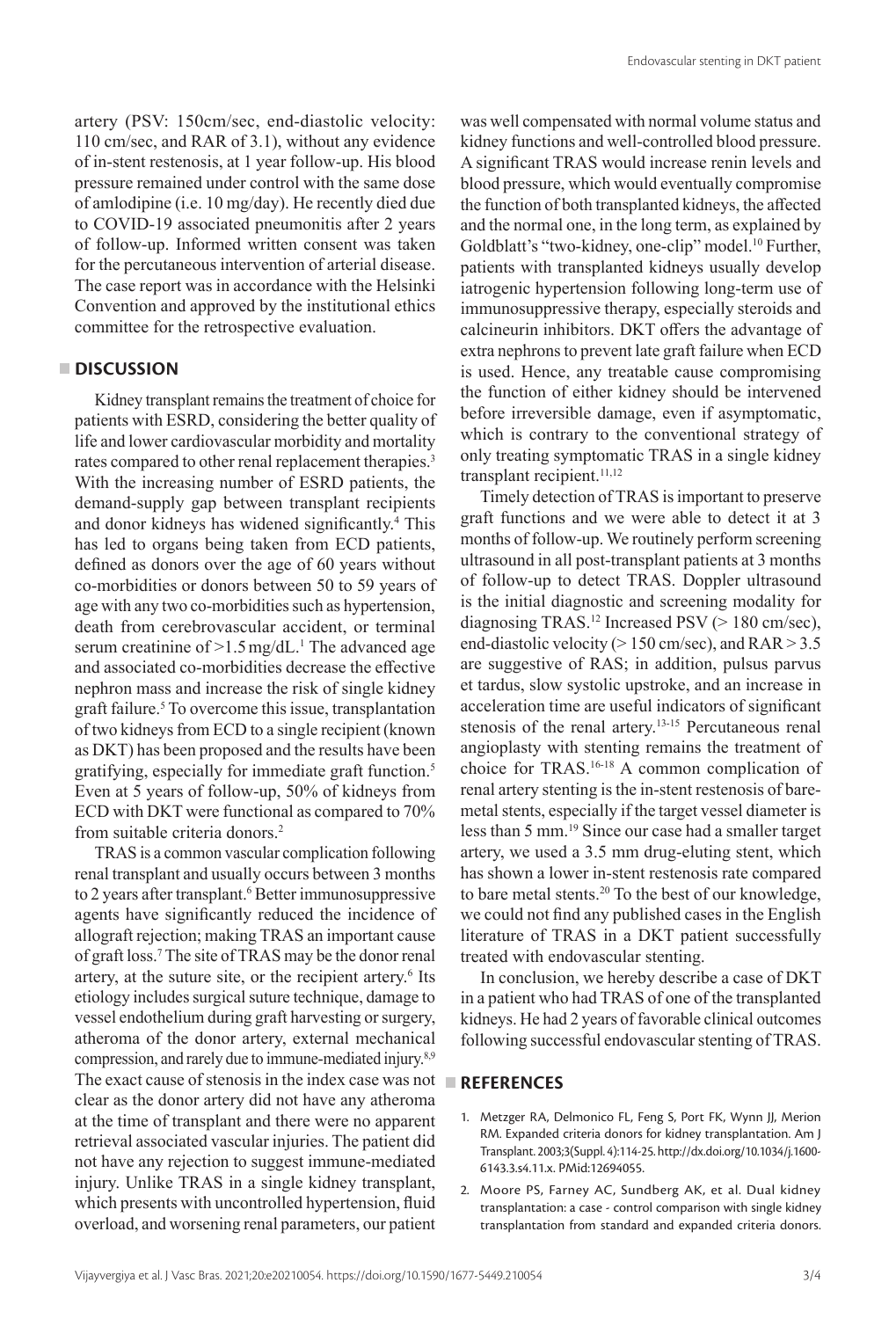artery (PSV: 150cm/sec, end-diastolic velocity: 110 cm/sec, and RAR of 3.1), without any evidence of in-stent restenosis, at 1 year follow-up. His blood pressure remained under control with the same dose of amlodipine (i.e. 10 mg/day). He recently died due to COVID-19 associated pneumonitis after 2 years of follow-up. Informed written consent was taken for the percutaneous intervention of arterial disease. The case report was in accordance with the Helsinki Convention and approved by the institutional ethics committee for the retrospective evaluation.

## DISCUSSION

Kidney transplant remains the treatment of choice for patients with ESRD, considering the better quality of life and lower cardiovascular morbidity and mortality rates compared to other renal replacement therapies.[3] With the increasing number of ESRD patients, the demand-supply gap between transplant recipients and donor kidneys has widened significantly.[4] This has led to organs being taken from ECD patients, defined as donors over the age of 60 years without co-morbidities or donors between 50 to 59 years of age with any two co-morbidities such as hypertension, death from cerebrovascular accident, or terminal serum creatinine of >1.5 mg/dL.[1] The advanced age and associated co-morbidities decrease the effective nephron mass and increase the risk of single kidney graft failure.[5] To overcome this issue, transplantation of two kidneys from ECD to a single recipient (known as DKT) has been proposed and the results have been gratifying, especially for immediate graft function.[5] Even at 5 years of follow-up, 50% of kidneys from ECD with DKT were functional as compared to 70% from suitable criteria donors.[2]

TRAS is a common vascular complication following renal transplant and usually occurs between 3 months to 2 years after transplant.[6] Better immunosuppressive agents have significantly reduced the incidence of allograft rejection; making TRAS an important cause of graft loss.[7] The site of TRAS may be the donor renal artery, at the suture site, or the recipient artery.[6] Its etiology includes surgical suture technique, damage to vessel endothelium during graft harvesting or surgery, atheroma of the donor artery, external mechanical compression, and rarely due to immune-mediated injury.[8,9] The exact cause of stenosis in the index case was not clear as the donor artery did not have any atheroma at the time of transplant and there were no apparent retrieval associated vascular injuries. The patient did not have any rejection to suggest immune-mediated injury. Unlike TRAS in a single kidney transplant, which presents with uncontrolled hypertension, fluid overload, and worsening renal parameters, our patient was well compensated with normal volume status and kidney functions and well-controlled blood pressure. A significant TRAS would increase renin levels and blood pressure, which would eventually compromise the function of both transplanted kidneys, the affected and the normal one, in the long term, as explained by Goldblatt's "two-kidney, one-clip" model.[10] Further, patients with transplanted kidneys usually develop iatrogenic hypertension following long-term use of immunosuppressive therapy, especially steroids and calcineurin inhibitors. DKT offers the advantage of extra nephrons to prevent late graft failure when ECD is used. Hence, any treatable cause compromising the function of either kidney should be intervened before irreversible damage, even if asymptomatic, which is contrary to the conventional strategy of only treating symptomatic TRAS in a single kidney transplant recipient.[11,12]

Timely detection of TRAS is important to preserve graft functions and we were able to detect it at 3 months of follow-up. We routinely perform screening ultrasound in all post-transplant patients at 3 months of follow-up to detect TRAS. Doppler ultrasound is the initial diagnostic and screening modality for diagnosing TRAS.[12] Increased PSV (> 180 cm/sec), end-diastolic velocity (> 150 cm/sec), and RAR > 3.5 are suggestive of RAS; in addition, pulsus parvus et tardus, slow systolic upstroke, and an increase in acceleration time are useful indicators of significant stenosis of the renal artery.[13-15] Percutaneous renal angioplasty with stenting remains the treatment of choice for TRAS.[16-18] A common complication of renal artery stenting is the in-stent restenosis of bare-metal stents, especially if the target vessel diameter is less than 5 mm.[19] Since our case had a smaller target artery, we used a 3.5 mm drug-eluting stent, which has shown a lower in-stent restenosis rate compared to bare metal stents.[20] To the best of our knowledge, we could not find any published cases in the English literature of TRAS in a DKT patient successfully treated with endovascular stenting.

In conclusion, we hereby describe a case of DKT in a patient who had TRAS of one of the transplanted kidneys. He had 2 years of favorable clinical outcomes following successful endovascular stenting of TRAS.

## REFERENCES

1. Metzger RA, Delmonico FL, Feng S, Port FK, Wynn JJ, Merion RM. Expanded criteria donors for kidney transplantation. Am J Transplant. 2003;3(Suppl. 4):114-25. http://dx.doi.org/10.1034/j.1600-6143.3.s4.11.x. PMid:12694055.
2. Moore PS, Farney AC, Sundberg AK, et al. Dual kidney transplantation: a case - control comparison with single kidney transplantation from standard and expanded criteria donors.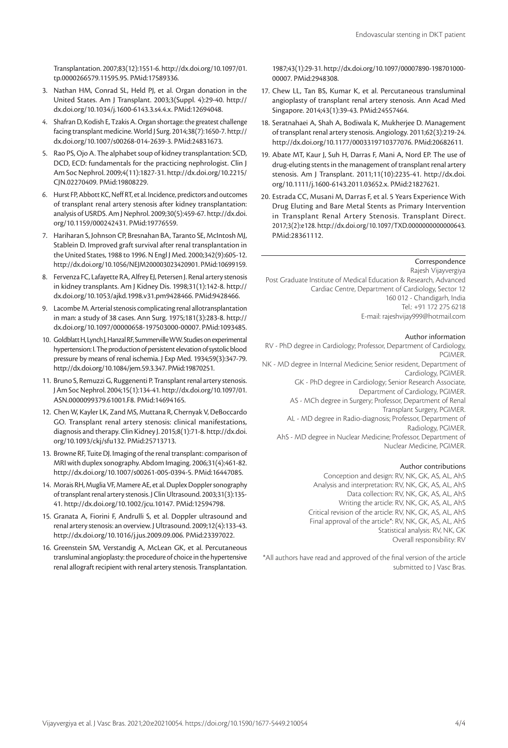Transplantation. 2007;83(12):1551-6. http://dx.doi.org/10.1097/01.tp.0000266579.11595.95. PMid:17589336.

3. Nathan HM, Conrad SL, Held PJ, et al. Organ donation in the United States. Am J Transplant. 2003;3(Suppl. 4):29-40. http://dx.doi.org/10.1034/j.1600-6143.3.s4.4.x. PMid:12694048.
4. Shafran D, Kodish E, Tzakis A. Organ shortage: the greatest challenge facing transplant medicine. World J Surg. 2014;38(7):1650-7. http://dx.doi.org/10.1007/s00268-014-2639-3. PMid:24831673.
5. Rao PS, Ojo A. The alphabet soup of kidney transplantation: SCD, DCD, ECD: fundamentals for the practicing nephrologist. Clin J Am Soc Nephrol. 2009;4(11):1827-31. http://dx.doi.org/10.2215/CJN.02270409. PMid:19808229.
6. Hurst FP, Abbott KC, Neff RT, et al. Incidence, predictors and outcomes of transplant renal artery stenosis after kidney transplantation: analysis of USRDS. Am J Nephrol. 2009;30(5):459-67. http://dx.doi.org/10.1159/000242431. PMid:19776559.
7. Hariharan S, Johnson CP, Bresnahan BA, Taranto SE, McIntosh MJ, Stablein D. Improved graft survival after renal transplantation in the United States, 1988 to 1996. N Engl J Med. 2000;342(9):605-12. http://dx.doi.org/10.1056/NEJM200003023420901. PMid:10699159.
8. Fervenza FC, Lafayette RA, Alfrey EJ, Petersen J. Renal artery stenosis in kidney transplants. Am J Kidney Dis. 1998;31(1):142-8. http://dx.doi.org/10.1053/ajkd.1998.v31.pm9428466. PMid:9428466.
9. Lacombe M. Arterial stenosis complicating renal allotransplantation in man: a study of 38 cases. Ann Surg. 1975;181(3):283-8. http://dx.doi.org/10.1097/00000658-197503000-00007. PMid:1093485.
10. Goldblatt H, Lynch J, Hanzal RF, Summerville WW. Studies on experimental hypertension: I. The production of persistent elevation of systolic blood pressure by means of renal ischemia. J Exp Med. 1934;59(3):347-79. http://dx.doi.org/10.1084/jem.59.3.347. PMid:19870251.
11. Bruno S, Remuzzi G, Ruggenenti P. Transplant renal artery stenosis. J Am Soc Nephrol. 2004;15(1):134-41. http://dx.doi.org/10.1097/01.ASN.0000099379.61001.F8. PMid:14694165.
12. Chen W, Kayler LK, Zand MS, Muttana R, Chernyak V, DeBoccardo GO. Transplant renal artery stenosis: clinical manifestations, diagnosis and therapy. Clin Kidney J. 2015;8(1):71-8. http://dx.doi.org/10.1093/ckj/sfu132. PMid:25713713.
13. Browne RF, Tuite DJ. Imaging of the renal transplant: comparison of MRI with duplex sonography. Abdom Imaging. 2006;31(4):461-82. http://dx.doi.org/10.1007/s00261-005-0394-5. PMid:16447085.
14. Morais RH, Muglia VF, Mamere AE, et al. Duplex Doppler sonography of transplant renal artery stenosis. J Clin Ultrasound. 2003;31(3):135-41. http://dx.doi.org/10.1002/jcu.10147. PMid:12594798.
15. Granata A, Fiorini F, Andrulli S, et al. Doppler ultrasound and renal artery stenosis: an overview. J Ultrasound. 2009;12(4):133-43. http://dx.doi.org/10.1016/j.jus.2009.09.006. PMid:23397022.
16. Greenstein SM, Verstandig A, McLean GK, et al. Percutaneous transluminal angioplasty: the procedure of choice in the hypertensive renal allograft recipient with renal artery stenosis. Transplantation. 1987;43(1):29-31. http://dx.doi.org/10.1097/00007890-198701000-00007. PMid:2948308.
17. Chew LL, Tan BS, Kumar K, et al. Percutaneous transluminal angioplasty of transplant renal artery stenosis. Ann Acad Med Singapore. 2014;43(1):39-43. PMid:24557464.
18. Seratnahaei A, Shah A, Bodiwala K, Mukherjee D. Management of transplant renal artery stenosis. Angiology. 2011;62(3):219-24. http://dx.doi.org/10.1177/0003319710377076. PMid:20682611.
19. Abate MT, Kaur J, Suh H, Darras F, Mani A, Nord EP. The use of drug-eluting stents in the management of transplant renal artery stenosis. Am J Transplant. 2011;11(10):2235-41. http://dx.doi.org/10.1111/j.1600-6143.2011.03652.x. PMid:21827621.
20. Estrada CC, Musani M, Darras F, et al. 5 Years Experience With Drug Eluting and Bare Metal Stents as Primary Intervention in Transplant Renal Artery Stenosis. Transplant Direct. 2017;3(2):e128. http://dx.doi.org/10.1097/TXD.0000000000000643. PMid:28361112.

---

**Correspondence**
Rajesh Vijayvergiya
Post Graduate Institute of Medical Education & Research, Advanced Cardiac Centre, Department of Cardiology, Sector 12
160 012 - Chandigarh, India
Tel.: +91 172 275 6218
E-mail: rajeshvijay999@hotmail.com

**Author information**
RV - PhD degree in Cardiology; Professor, Department of Cardiology, PGIMER.
NK - MD degree in Internal Medicine; Senior resident, Department of Cardiology, PGIMER.
GK - PhD degree in Cardiology; Senior Research Associate, Department of Cardiology, PGIMER.
AS - MCh degree in Surgery; Professor, Department of Renal Transplant Surgery, PGIMER.
AL - MD degree in Radio-diagnosis; Professor, Department of Radiology, PGIMER.
AhS - MD degree in Nuclear Medicine; Professor, Department of Nuclear Medicine, PGIMER.

**Author contributions**
Conception and design: RV, NK, GK, AS, AL, AhS
Analysis and interpretation: RV, NK, GK, AS, AL, AhS
Data collection: RV, NK, GK, AS, AL, AhS
Writing the article: RV, NK, GK, AS, AL, AhS
Critical revision of the article: RV, NK, GK, AS, AL, AhS
Final approval of the article*: RV, NK, GK, AS, AL, AhS
Statistical analysis: RV, NK, GK
Overall responsibility: RV

*All authors have read and approved of the final version of the article submitted to J Vasc Bras.